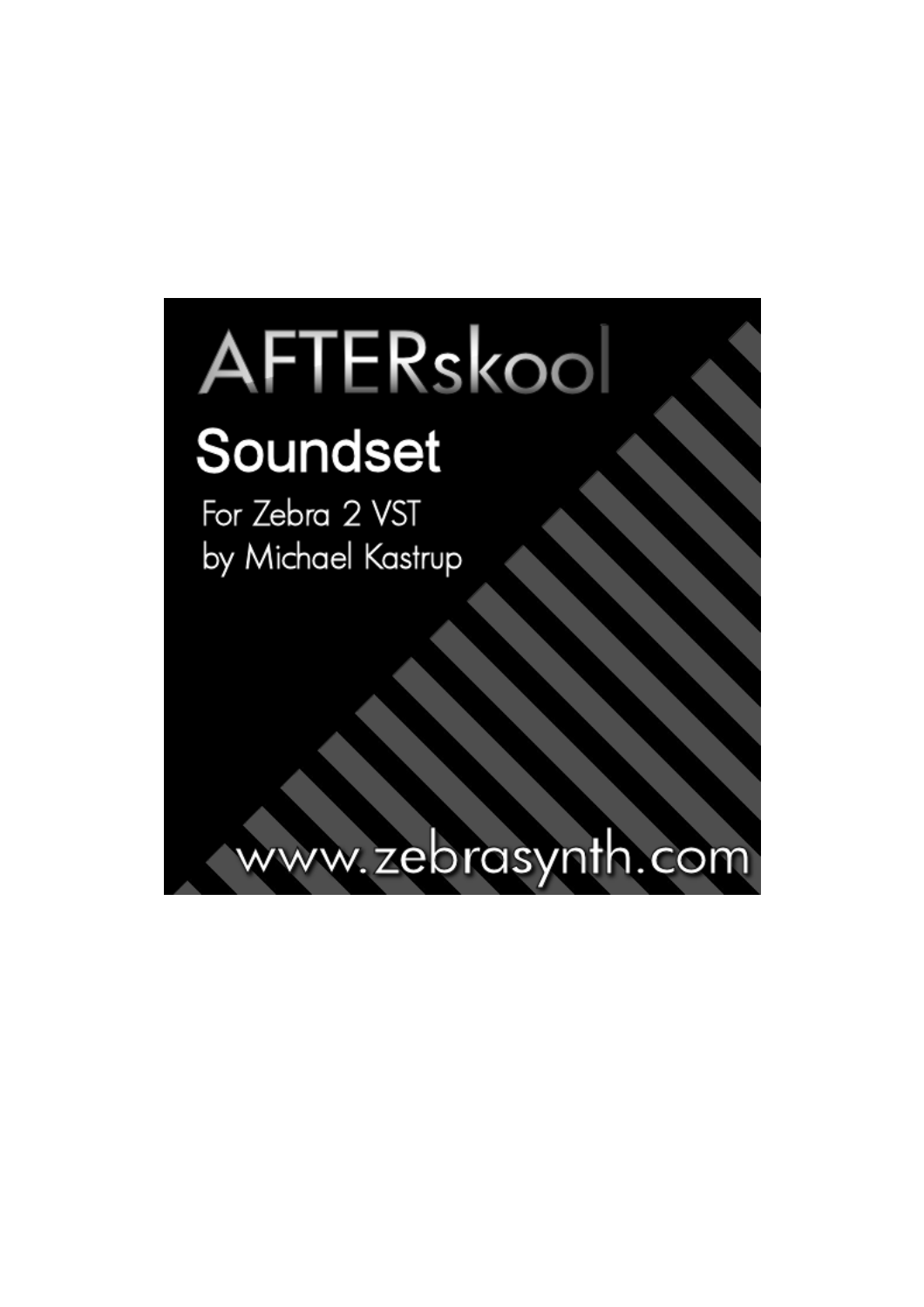# AFTERskool

## Soundset

For Zebra 2 VST
by Michael Kastrup

www.zebrasynth.com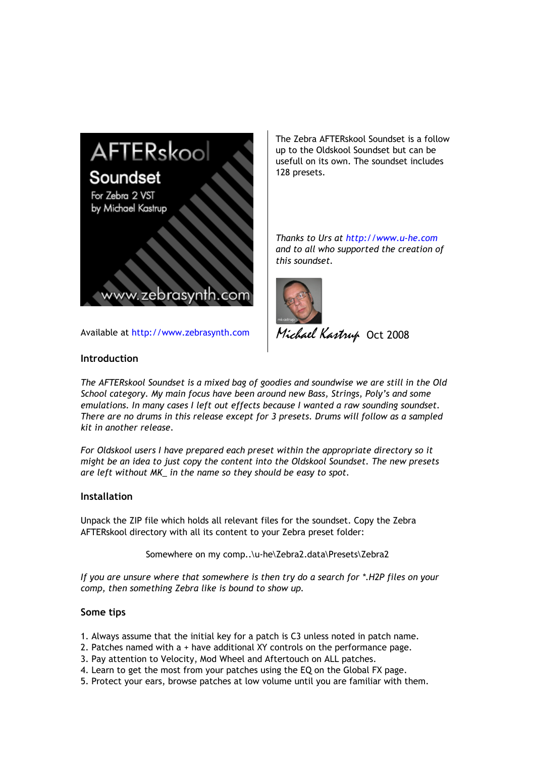AFTERskool Soundset
For Zebra 2 VST
by Michael Kastrup
www.zebrasynth.com

Available at http://www.zebrasynth.com

The Zebra AFTERskool Soundset is a follow up to the Oldskool Soundset but can be usefull on its own. The soundset includes 128 presets.

*Thanks to Urs at http://www.u-he.com and to all who supported the creation of this soundset.*

Michael Kastrup Oct 2008

### Introduction

*The AFTERskool Soundset is a mixed bag of goodies and soundwise we are still in the Old School category. My main focus have been around new Bass, Strings, Poly's and some emulations. In many cases I left out effects because I wanted a raw sounding soundset. There are no drums in this release except for 3 presets. Drums will follow as a sampled kit in another release.*

*For Oldskool users I have prepared each preset within the appropriate directory so it might be an idea to just copy the content into the Oldskool Soundset. The new presets are left without MK_ in the name so they should be easy to spot.*

### Installation

Unpack the ZIP file which holds all relevant files for the soundset. Copy the Zebra AFTERskool directory with all its content to your Zebra preset folder:

Somewhere on my comp..\u-he\Zebra2.data\Presets\Zebra2

*If you are unsure where that somewhere is then try do a search for *.H2P files on your comp, then something Zebra like is bound to show up.*

### Some tips

1. Always assume that the initial key for a patch is C3 unless noted in patch name.
2. Patches named with a + have additional XY controls on the performance page.
3. Pay attention to Velocity, Mod Wheel and Aftertouch on ALL patches.
4. Learn to get the most from your patches using the EQ on the Global FX page.
5. Protect your ears, browse patches at low volume until you are familiar with them.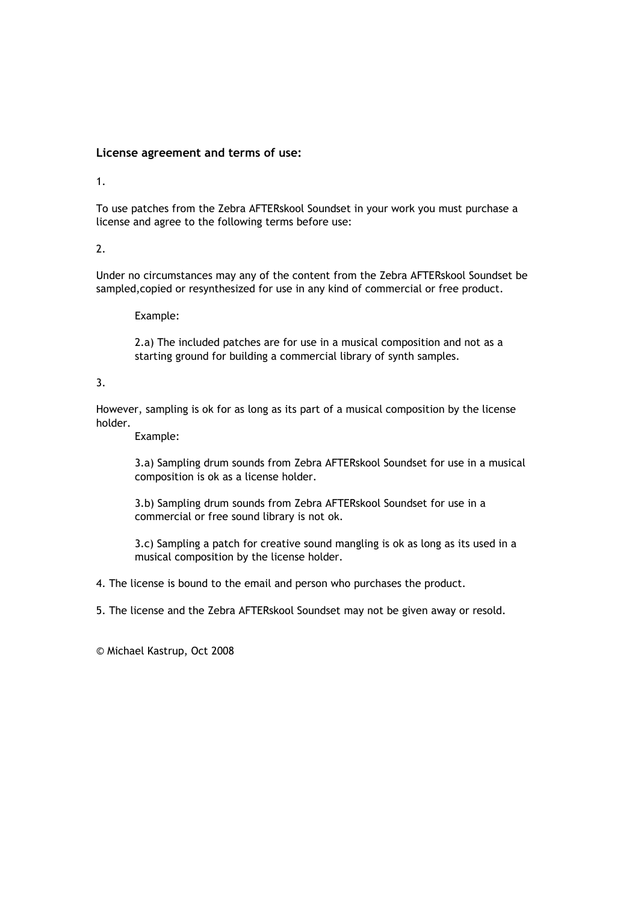### License agreement and terms of use:

1.

To use patches from the Zebra AFTERskool Soundset in your work you must purchase a license and agree to the following terms before use:

2.

Under no circumstances may any of the content from the Zebra AFTERskool Soundset be sampled,copied or resynthesized for use in any kind of commercial or free product.

> Example:
>
> 2.a) The included patches are for use in a musical composition and not as a starting ground for building a commercial library of synth samples.

3.

However, sampling is ok for as long as its part of a musical composition by the license holder.

> Example:
>
> 3.a) Sampling drum sounds from Zebra AFTERskool Soundset for use in a musical composition is ok as a license holder.
>
> 3.b) Sampling drum sounds from Zebra AFTERskool Soundset for use in a commercial or free sound library is not ok.
>
> 3.c) Sampling a patch for creative sound mangling is ok as long as its used in a musical composition by the license holder.

4. The license is bound to the email and person who purchases the product.

5. The license and the Zebra AFTERskool Soundset may not be given away or resold.

© Michael Kastrup, Oct 2008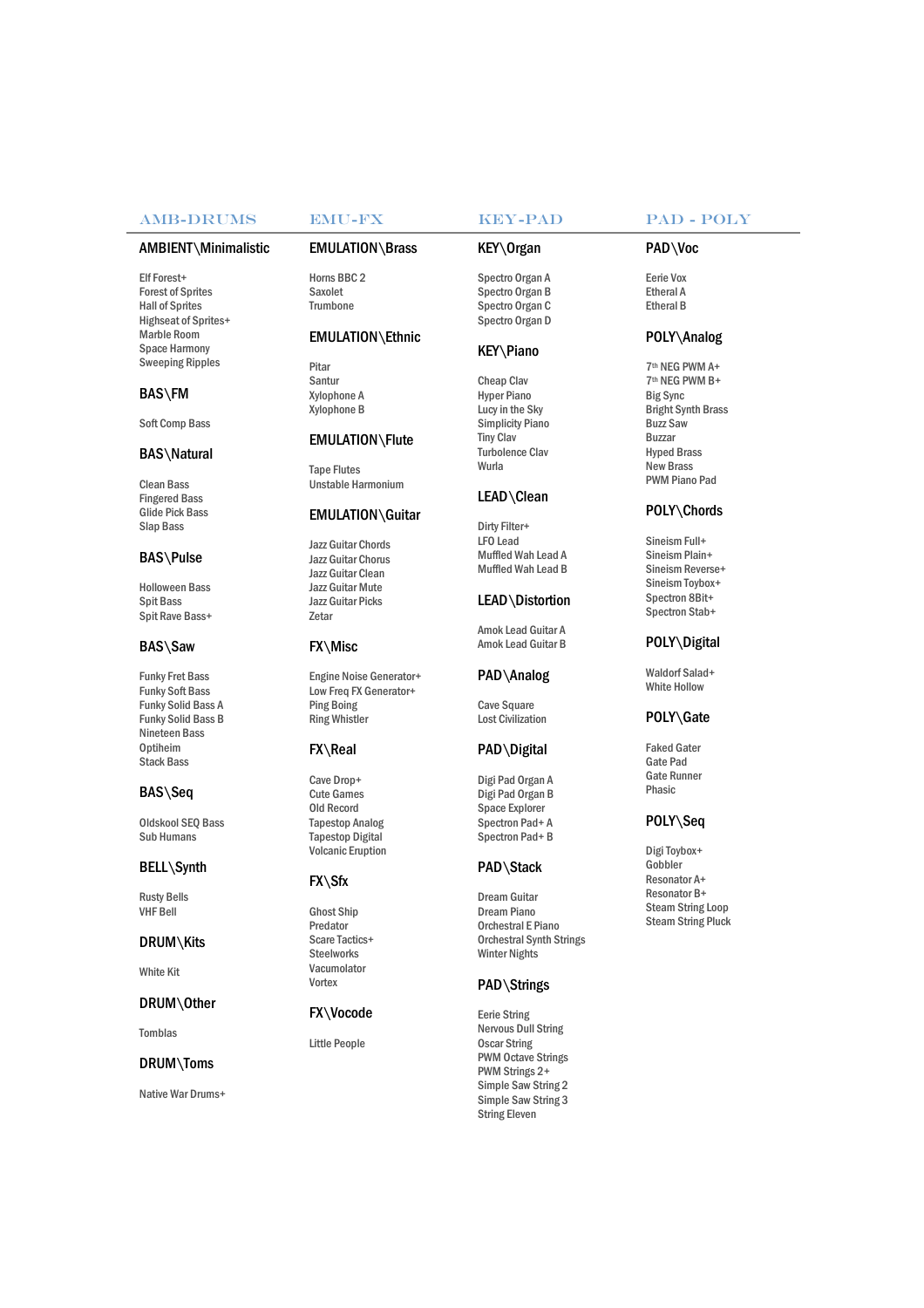## AMB-DRUMS

### AMBIENT\Minimalistic

Elf Forest+
Forest of Sprites
Hall of Sprites
Highseat of Sprites+
Marble Room
Space Harmony
Sweeping Ripples

### BAS\FM

Soft Comp Bass

### BAS\Natural

Clean Bass
Fingered Bass
Glide Pick Bass
Slap Bass

### BAS\Pulse

Holloween Bass
Spit Bass
Spit Rave Bass+

### BAS\Saw

Funky Fret Bass
Funky Soft Bass
Funky Solid Bass A
Funky Solid Bass B
Nineteen Bass
Optiheim
Stack Bass

### BAS\Seq

Oldskool SEQ Bass
Sub Humans

### BELL\Synth

Rusty Bells
VHF Bell

### DRUM\Kits

White Kit

### DRUM\Other

Tomblas

### DRUM\Toms

Native War Drums+

## EMU-FX

### EMULATION\Brass

Horns BBC 2
Saxolet
Trumbone

### EMULATION\Ethnic

Pitar
Santur
Xylophone A
Xylophone B

### EMULATION\Flute

Tape Flutes
Unstable Harmonium

### EMULATION\Guitar

Jazz Guitar Chords
Jazz Guitar Chorus
Jazz Guitar Clean
Jazz Guitar Mute
Jazz Guitar Picks
Zetar

### FX\Misc

Engine Noise Generator+
Low Freq FX Generator+
Ping Boing
Ring Whistler

### FX\Real

Cave Drop+
Cute Games
Old Record
Tapestop Analog
Tapestop Digital
Volcanic Eruption

### FX\Sfx

Ghost Ship
Predator
Scare Tactics+
Steelworks
Vacumolator
Vortex

### FX\Vocode

Little People

## KEY-PAD

### KEY\Organ

Spectro Organ A
Spectro Organ B
Spectro Organ C
Spectro Organ D

### KEY\Piano

Cheap Clav
Hyper Piano
Lucy in the Sky
Simplicity Piano
Tiny Clav
Turbolence Clav
Wurla

### LEAD\Clean

Dirty Filter+
LFO Lead
Muffled Wah Lead A
Muffled Wah Lead B

### LEAD\Distortion

Amok Lead Guitar A
Amok Lead Guitar B

### PAD\Analog

Cave Square
Lost Civilization

### PAD\Digital

Digi Pad Organ A
Digi Pad Organ B
Space Explorer
Spectron Pad+ A
Spectron Pad+ B

### PAD\Stack

Dream Guitar
Dream Piano
Orchestral E Piano
Orchestral Synth Strings
Winter Nights

### PAD\Strings

Eerie String
Nervous Dull String
Oscar String
PWM Octave Strings
PWM Strings 2+
Simple Saw String 2
Simple Saw String 3
String Eleven

## PAD - POLY

### PAD\Voc

Eerie Vox
Etheral A
Etheral B

### POLY\Analog

7th NEG PWM A+
7th NEG PWM B+
Big Sync
Bright Synth Brass
Buzz Saw
Buzzar
Hyped Brass
New Brass
PWM Piano Pad

### POLY\Chords

Sineism Full+
Sineism Plain+
Sineism Reverse+
Sineism Toybox+
Spectron 8Bit+
Spectron Stab+

### POLY\Digital

Waldorf Salad+
White Hollow

### POLY\Gate

Faked Gater
Gate Pad
Gate Runner
Phasic

### POLY\Seq

Digi Toybox+
Gobbler
Resonator A+
Resonator B+
Steam String Loop
Steam String Pluck